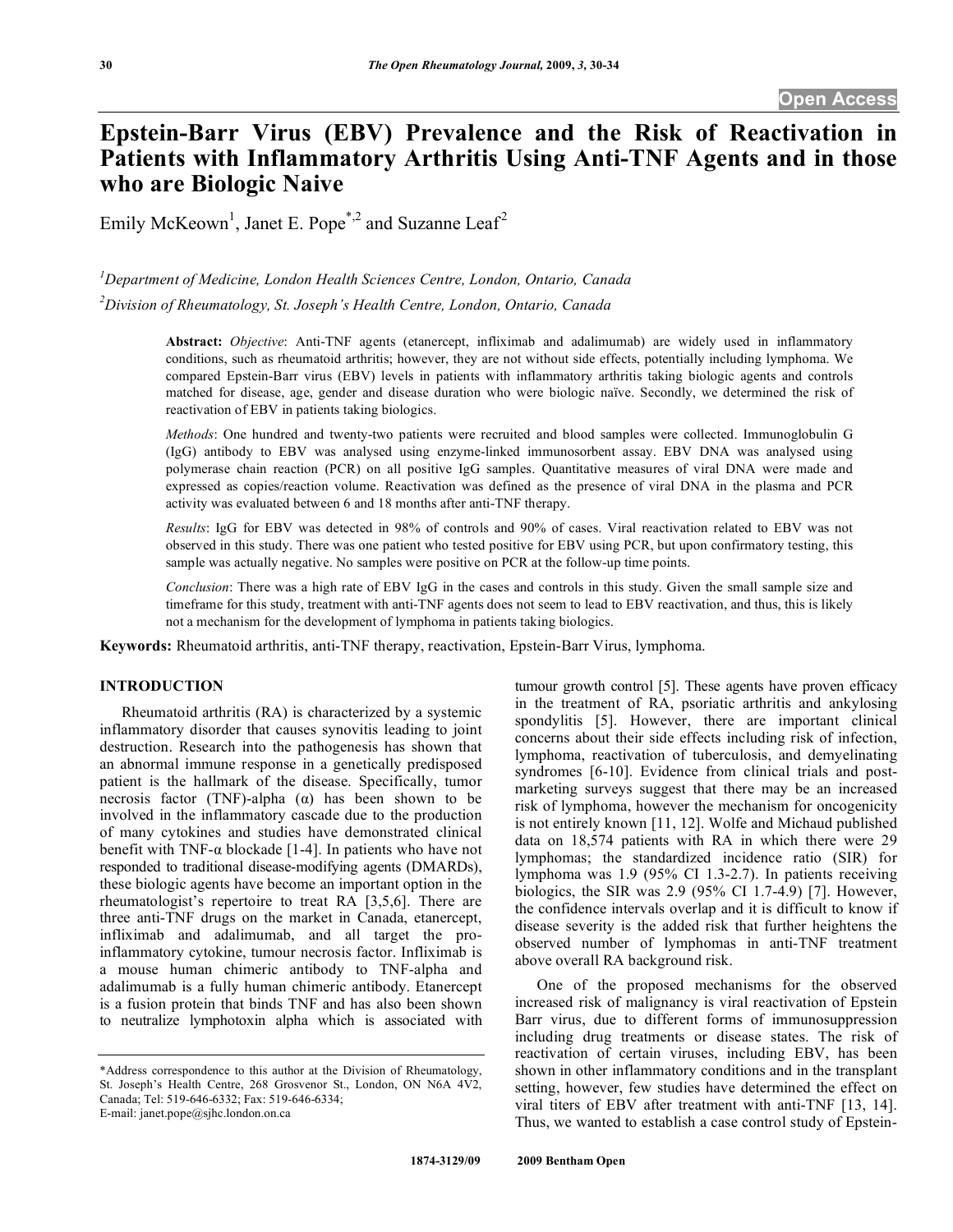# Epstein-Barr Virus (EBV) Prevalence and the Risk of Reactivation in Patients with Inflammatory Arthritis Using Anti-TNF Agents and in those who are Biologic Naive

Emily McKeown[1], Janet E. Pope[*,2] and Suzanne Leaf[2]

[1]Department of Medicine, London Health Sciences Centre, London, Ontario, Canada

[2]Division of Rheumatology, St. Joseph's Health Centre, London, Ontario, Canada

**Abstract:** *Objective*: Anti-TNF agents (etanercept, infliximab and adalimumab) are widely used in inflammatory conditions, such as rheumatoid arthritis; however, they are not without side effects, potentially including lymphoma. We compared Epstein-Barr virus (EBV) levels in patients with inflammatory arthritis taking biologic agents and controls matched for disease, age, gender and disease duration who were biologic naïve. Secondly, we determined the risk of reactivation of EBV in patients taking biologics.

*Methods*: One hundred and twenty-two patients were recruited and blood samples were collected. Immunoglobulin G (IgG) antibody to EBV was analysed using enzyme-linked immunosorbent assay. EBV DNA was analysed using polymerase chain reaction (PCR) on all positive IgG samples. Quantitative measures of viral DNA were made and expressed as copies/reaction volume. Reactivation was defined as the presence of viral DNA in the plasma and PCR activity was evaluated between 6 and 18 months after anti-TNF therapy.

*Results*: IgG for EBV was detected in 98% of controls and 90% of cases. Viral reactivation related to EBV was not observed in this study. There was one patient who tested positive for EBV using PCR, but upon confirmatory testing, this sample was actually negative. No samples were positive on PCR at the follow-up time points.

*Conclusion*: There was a high rate of EBV IgG in the cases and controls in this study. Given the small sample size and timeframe for this study, treatment with anti-TNF agents does not seem to lead to EBV reactivation, and thus, this is likely not a mechanism for the development of lymphoma in patients taking biologics.

**Keywords:** Rheumatoid arthritis, anti-TNF therapy, reactivation, Epstein-Barr Virus, lymphoma.

## INTRODUCTION

Rheumatoid arthritis (RA) is characterized by a systemic inflammatory disorder that causes synovitis leading to joint destruction. Research into the pathogenesis has shown that an abnormal immune response in a genetically predisposed patient is the hallmark of the disease. Specifically, tumor necrosis factor (TNF)-alpha (α) has been shown to be involved in the inflammatory cascade due to the production of many cytokines and studies have demonstrated clinical benefit with TNF-α blockade [1-4]. In patients who have not responded to traditional disease-modifying agents (DMARDs), these biologic agents have become an important option in the rheumatologist's repertoire to treat RA [3,5,6]. There are three anti-TNF drugs on the market in Canada, etanercept, infliximab and adalimumab, and all target the pro-inflammatory cytokine, tumour necrosis factor. Infliximab is a mouse human chimeric antibody to TNF-alpha and adalimumab is a fully human chimeric antibody. Etanercept is a fusion protein that binds TNF and has also been shown to neutralize lymphotoxin alpha which is associated with tumour growth control [5]. These agents have proven efficacy in the treatment of RA, psoriatic arthritis and ankylosing spondylitis [5]. However, there are important clinical concerns about their side effects including risk of infection, lymphoma, reactivation of tuberculosis, and demyelinating syndromes [6-10]. Evidence from clinical trials and post-marketing surveys suggest that there may be an increased risk of lymphoma, however the mechanism for oncogenicity is not entirely known [11, 12]. Wolfe and Michaud published data on 18,574 patients with RA in which there were 29 lymphomas; the standardized incidence ratio (SIR) for lymphoma was 1.9 (95% CI 1.3-2.7). In patients receiving biologics, the SIR was 2.9 (95% CI 1.7-4.9) [7]. However, the confidence intervals overlap and it is difficult to know if disease severity is the added risk that further heightens the observed number of lymphomas in anti-TNF treatment above overall RA background risk.

One of the proposed mechanisms for the observed increased risk of malignancy is viral reactivation of Epstein Barr virus, due to different forms of immunosuppression including drug treatments or disease states. The risk of reactivation of certain viruses, including EBV, has been shown in other inflammatory conditions and in the transplant setting, however, few studies have determined the effect on viral titers of EBV after treatment with anti-TNF [13, 14]. Thus, we wanted to establish a case control study of Epstein-

*Address correspondence to this author at the Division of Rheumatology, St. Joseph's Health Centre, 268 Grosvenor St., London, ON N6A 4V2, Canada; Tel: 519-646-6332; Fax: 519-646-6334; E-mail: janet.pope@sjhc.london.on.ca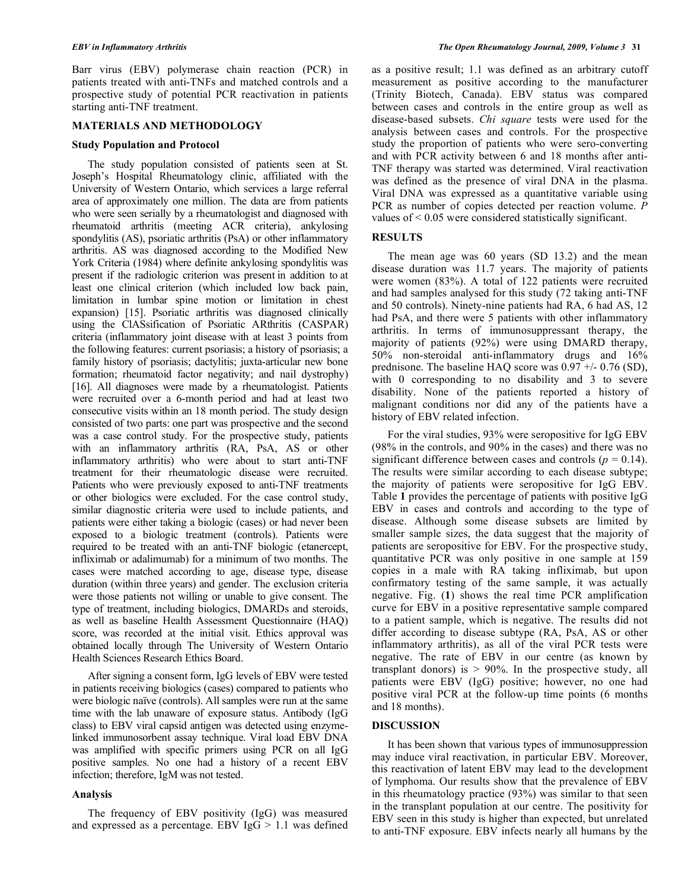Barr virus (EBV) polymerase chain reaction (PCR) in patients treated with anti-TNFs and matched controls and a prospective study of potential PCR reactivation in patients starting anti-TNF treatment.

## MATERIALS AND METHODOLOGY

### Study Population and Protocol

The study population consisted of patients seen at St. Joseph's Hospital Rheumatology clinic, affiliated with the University of Western Ontario, which services a large referral area of approximately one million. The data are from patients who were seen serially by a rheumatologist and diagnosed with rheumatoid arthritis (meeting ACR criteria), ankylosing spondylitis (AS), psoriatic arthritis (PsA) or other inflammatory arthritis. AS was diagnosed according to the Modified New York Criteria (1984) where definite ankylosing spondylitis was present if the radiologic criterion was present in addition to at least one clinical criterion (which included low back pain, limitation in lumbar spine motion or limitation in chest expansion) [15]. Psoriatic arthritis was diagnosed clinically using the ClASSification of Psoriatic ARthritis (CASPAR) criteria (inflammatory joint disease with at least 3 points from the following features: current psoriasis; a history of psoriasis; a family history of psoriasis; dactylitis; juxta-articular new bone formation; rheumatoid factor negativity; and nail dystrophy) [16]. All diagnoses were made by a rheumatologist. Patients were recruited over a 6-month period and had at least two consecutive visits within an 18 month period. The study design consisted of two parts: one part was prospective and the second was a case control study. For the prospective study, patients with an inflammatory arthritis (RA, PsA, AS or other inflammatory arthritis) who were about to start anti-TNF treatment for their rheumatologic disease were recruited. Patients who were previously exposed to anti-TNF treatments or other biologics were excluded. For the case control study, similar diagnostic criteria were used to include patients, and patients were either taking a biologic (cases) or had never been exposed to a biologic treatment (controls). Patients were required to be treated with an anti-TNF biologic (etanercept, infliximab or adalimumab) for a minimum of two months. The cases were matched according to age, disease type, disease duration (within three years) and gender. The exclusion criteria were those patients not willing or unable to give consent. The type of treatment, including biologics, DMARDs and steroids, as well as baseline Health Assessment Questionnaire (HAQ) score, was recorded at the initial visit. Ethics approval was obtained locally through The University of Western Ontario Health Sciences Research Ethics Board.

After signing a consent form, IgG levels of EBV were tested in patients receiving biologics (cases) compared to patients who were biologic naïve (controls). All samples were run at the same time with the lab unaware of exposure status. Antibody (IgG class) to EBV viral capsid antigen was detected using enzyme-linked immunosorbent assay technique. Viral load EBV DNA was amplified with specific primers using PCR on all IgG positive samples. No one had a history of a recent EBV infection; therefore, IgM was not tested.

### Analysis

The frequency of EBV positivity (IgG) was measured and expressed as a percentage. EBV IgG > 1.1 was defined as a positive result; 1.1 was defined as an arbitrary cutoff measurement as positive according to the manufacturer (Trinity Biotech, Canada). EBV status was compared between cases and controls in the entire group as well as disease-based subsets. *Chi square* tests were used for the analysis between cases and controls. For the prospective study the proportion of patients who were sero-converting and with PCR activity between 6 and 18 months after anti-TNF therapy was started was determined. Viral reactivation was defined as the presence of viral DNA in the plasma. Viral DNA was expressed as a quantitative variable using PCR as number of copies detected per reaction volume. *P* values of $< 0.05$ were considered statistically significant.

## RESULTS

The mean age was 60 years (SD 13.2) and the mean disease duration was 11.7 years. The majority of patients were women (83%). A total of 122 patients were recruited and had samples analysed for this study (72 taking anti-TNF and 50 controls). Ninety-nine patients had RA, 6 had AS, 12 had PsA, and there were 5 patients with other inflammatory arthritis. In terms of immunosuppressant therapy, the majority of patients (92%) were using DMARD therapy, 50% non-steroidal anti-inflammatory drugs and 16% prednisone. The baseline HAQ score was 0.97 +/- 0.76 (SD), with 0 corresponding to no disability and 3 to severe disability. None of the patients reported a history of malignant conditions nor did any of the patients have a history of EBV related infection.

For the viral studies, 93% were seropositive for IgG EBV (98% in the controls, and 90% in the cases) and there was no significant difference between cases and controls ($p = 0.14$). The results were similar according to each disease subtype; the majority of patients were seropositive for IgG EBV. Table **1** provides the percentage of patients with positive IgG EBV in cases and controls and according to the type of disease. Although some disease subsets are limited by smaller sample sizes, the data suggest that the majority of patients are seropositive for EBV. For the prospective study, quantitative PCR was only positive in one sample at 159 copies in a male with RA taking infliximab, but upon confirmatory testing of the same sample, it was actually negative. Fig. (**1**) shows the real time PCR amplification curve for EBV in a positive representative sample compared to a patient sample, which is negative. The results did not differ according to disease subtype (RA, PsA, AS or other inflammatory arthritis), as all of the viral PCR tests were negative. The rate of EBV in our centre (as known by transplant donors) is > 90%. In the prospective study, all patients were EBV (IgG) positive; however, no one had positive viral PCR at the follow-up time points (6 months and 18 months).

## DISCUSSION

It has been shown that various types of immunosuppression may induce viral reactivation, in particular EBV. Moreover, this reactivation of latent EBV may lead to the development of lymphoma. Our results show that the prevalence of EBV in this rheumatology practice (93%) was similar to that seen in the transplant population at our centre. The positivity for EBV seen in this study is higher than expected, but unrelated to anti-TNF exposure. EBV infects nearly all humans by the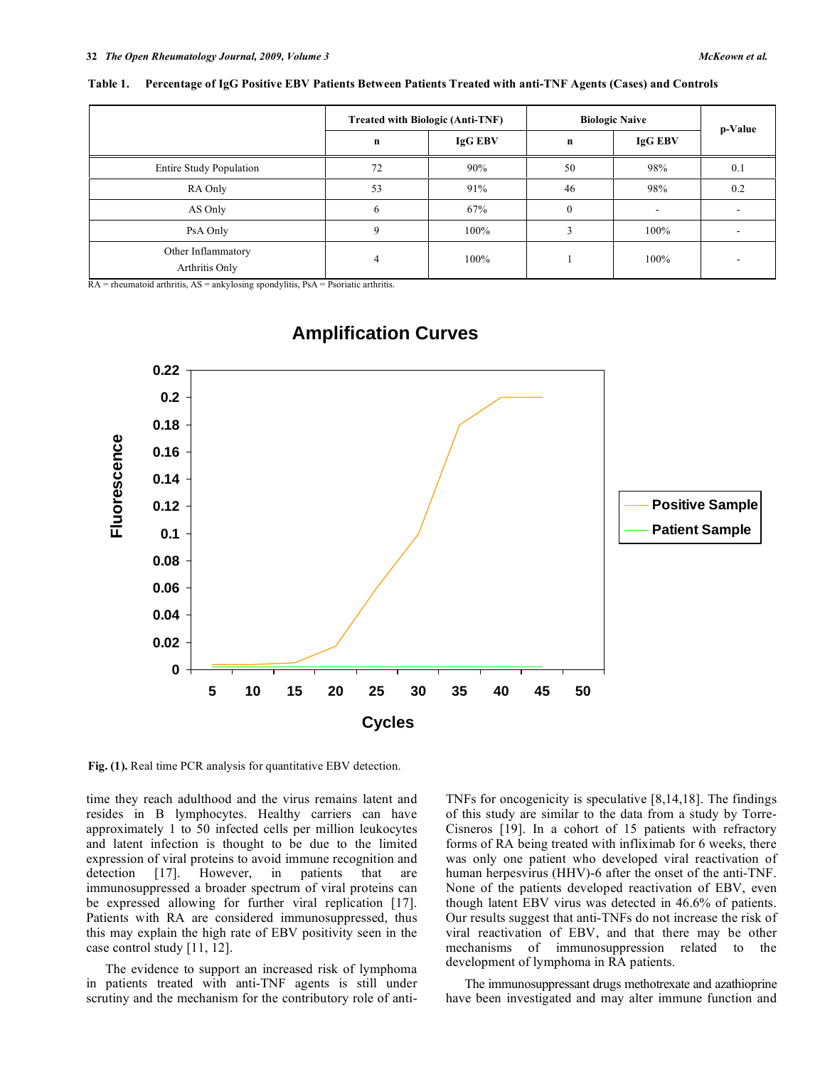**Table 1. Percentage of IgG Positive EBV Patients Between Patients Treated with anti-TNF Agents (Cases) and Controls**

| | Treated with Biologic (Anti-TNF) | | Biologic Naive | | p-Value |
|---|---|---|---|---|---|
| | n | IgG EBV | n | IgG EBV | |
| Entire Study Population | 72 | 90% | 50 | 98% | 0.1 |
| RA Only | 53 | 91% | 46 | 98% | 0.2 |
| AS Only | 6 | 67% | 0 | - | - |
| PsA Only | 9 | 100% | 3 | 100% | - |
| Other Inflammatory Arthritis Only | 4 | 100% | 1 | 100% | - |

RA = rheumatoid arthritis, AS = ankylosing spondylitis, PsA = Psoriatic arthritis.

**Fig. (1).** Real time PCR analysis for quantitative EBV detection.

time they reach adulthood and the virus remains latent and resides in B lymphocytes. Healthy carriers can have approximately 1 to 50 infected cells per million leukocytes and latent infection is thought to be due to the limited expression of viral proteins to avoid immune recognition and detection [17]. However, in patients that are immunosuppressed a broader spectrum of viral proteins can be expressed allowing for further viral replication [17]. Patients with RA are considered immunosuppressed, thus this may explain the high rate of EBV positivity seen in the case control study [11, 12].

The evidence to support an increased risk of lymphoma in patients treated with anti-TNF agents is still under scrutiny and the mechanism for the contributory role of anti-TNFs for oncogenicity is speculative [8,14,18]. The findings of this study are similar to the data from a study by Torre-Cisneros [19]. In a cohort of 15 patients with refractory forms of RA being treated with infliximab for 6 weeks, there was only one patient who developed viral reactivation of human herpesvirus (HHV)-6 after the onset of the anti-TNF. None of the patients developed reactivation of EBV, even though latent EBV virus was detected in 46.6% of patients. Our results suggest that anti-TNFs do not increase the risk of viral reactivation of EBV, and that there may be other mechanisms of immunosuppression related to the development of lymphoma in RA patients.

The immunosuppressant drugs methotrexate and azathioprine have been investigated and may alter immune function and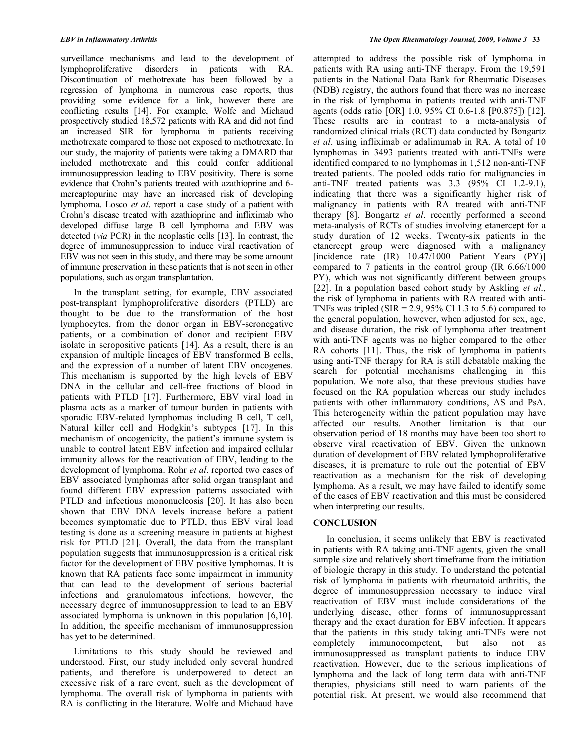surveillance mechanisms and lead to the development of lymphoproliferative disorders in patients with RA. Discontinuation of methotrexate has been followed by a regression of lymphoma in numerous case reports, thus providing some evidence for a link, however there are conflicting results [14]. For example, Wolfe and Michaud prospectively studied 18,572 patients with RA and did not find an increased SIR for lymphoma in patients receiving methotrexate compared to those not exposed to methotrexate. In our study, the majority of patients were taking a DMARD that included methotrexate and this could confer additional immunosuppression leading to EBV positivity. There is some evidence that Crohn's patients treated with azathioprine and 6-mercaptopurine may have an increased risk of developing lymphoma. Losco *et al*. report a case study of a patient with Crohn's disease treated with azathioprine and infliximab who developed diffuse large B cell lymphoma and EBV was detected (*via* PCR) in the neoplastic cells [13]. In contrast, the degree of immunosuppression to induce viral reactivation of EBV was not seen in this study, and there may be some amount of immune preservation in these patients that is not seen in other populations, such as organ transplantation.

In the transplant setting, for example, EBV associated post-transplant lymphoproliferative disorders (PTLD) are thought to be due to the transformation of the host lymphocytes, from the donor organ in EBV-seronegative patients, or a combination of donor and recipient EBV isolate in seropositive patients [14]. As a result, there is an expansion of multiple lineages of EBV transformed B cells, and the expression of a number of latent EBV oncogenes. This mechanism is supported by the high levels of EBV DNA in the cellular and cell-free fractions of blood in patients with PTLD [17]. Furthermore, EBV viral load in plasma acts as a marker of tumour burden in patients with sporadic EBV-related lymphomas including B cell, T cell, Natural killer cell and Hodgkin's subtypes [17]. In this mechanism of oncogenicity, the patient's immune system is unable to control latent EBV infection and impaired cellular immunity allows for the reactivation of EBV, leading to the development of lymphoma. Rohr *et al*. reported two cases of EBV associated lymphomas after solid organ transplant and found different EBV expression patterns associated with PTLD and infectious mononucleosis [20]. It has also been shown that EBV DNA levels increase before a patient becomes symptomatic due to PTLD, thus EBV viral load testing is done as a screening measure in patients at highest risk for PTLD [21]. Overall, the data from the transplant population suggests that immunosuppression is a critical risk factor for the development of EBV positive lymphomas. It is known that RA patients face some impairment in immunity that can lead to the development of serious bacterial infections and granulomatous infections, however, the necessary degree of immunosuppression to lead to an EBV associated lymphoma is unknown in this population [6,10]. In addition, the specific mechanism of immunosuppression has yet to be determined.

Limitations to this study should be reviewed and understood. First, our study included only several hundred patients, and therefore is underpowered to detect an excessive risk of a rare event, such as the development of lymphoma. The overall risk of lymphoma in patients with RA is conflicting in the literature. Wolfe and Michaud have attempted to address the possible risk of lymphoma in patients with RA using anti-TNF therapy. From the 19,591 patients in the National Data Bank for Rheumatic Diseases (NDB) registry, the authors found that there was no increase in the risk of lymphoma in patients treated with anti-TNF agents (odds ratio [OR] 1.0, 95% CI 0.6-1.8 [P0.875]) [12]. These results are in contrast to a meta-analysis of randomized clinical trials (RCT) data conducted by Bongartz *et al*. using infliximab or adalimumab in RA. A total of 10 lymphomas in 3493 patients treated with anti-TNFs were identified compared to no lymphomas in 1,512 non-anti-TNF treated patients. The pooled odds ratio for malignancies in anti-TNF treated patients was 3.3 (95% CI 1.2-9.1), indicating that there was a significantly higher risk of malignancy in patients with RA treated with anti-TNF therapy [8]. Bongartz *et al*. recently performed a second meta-analysis of RCTs of studies involving etanercept for a study duration of 12 weeks. Twenty-six patients in the etanercept group were diagnosed with a malignancy [incidence rate (IR) 10.47/1000 Patient Years (PY)] compared to 7 patients in the control group (IR 6.66/1000 PY), which was not significantly different between groups [22]. In a population based cohort study by Askling *et al*., the risk of lymphoma in patients with RA treated with anti-TNFs was tripled (SIR = 2.9, 95% CI 1.3 to 5.6) compared to the general population, however, when adjusted for sex, age, and disease duration, the risk of lymphoma after treatment with anti-TNF agents was no higher compared to the other RA cohorts [11]. Thus, the risk of lymphoma in patients using anti-TNF therapy for RA is still debatable making the search for potential mechanisms challenging in this population. We note also, that these previous studies have focused on the RA population whereas our study includes patients with other inflammatory conditions, AS and PsA. This heterogeneity within the patient population may have affected our results. Another limitation is that our observation period of 18 months may have been too short to observe viral reactivation of EBV. Given the unknown duration of development of EBV related lymphoproliferative diseases, it is premature to rule out the potential of EBV reactivation as a mechanism for the risk of developing lymphoma. As a result, we may have failed to identify some of the cases of EBV reactivation and this must be considered when interpreting our results.

## CONCLUSION

In conclusion, it seems unlikely that EBV is reactivated in patients with RA taking anti-TNF agents, given the small sample size and relatively short timeframe from the initiation of biologic therapy in this study. To understand the potential risk of lymphoma in patients with rheumatoid arthritis, the degree of immunosuppression necessary to induce viral reactivation of EBV must include considerations of the underlying disease, other forms of immunosuppressant therapy and the exact duration for EBV infection. It appears that the patients in this study taking anti-TNFs were not completely immunocompetent, but also not as immunosuppressed as transplant patients to induce EBV reactivation. However, due to the serious implications of lymphoma and the lack of long term data with anti-TNF therapies, physicians still need to warn patients of the potential risk. At present, we would also recommend that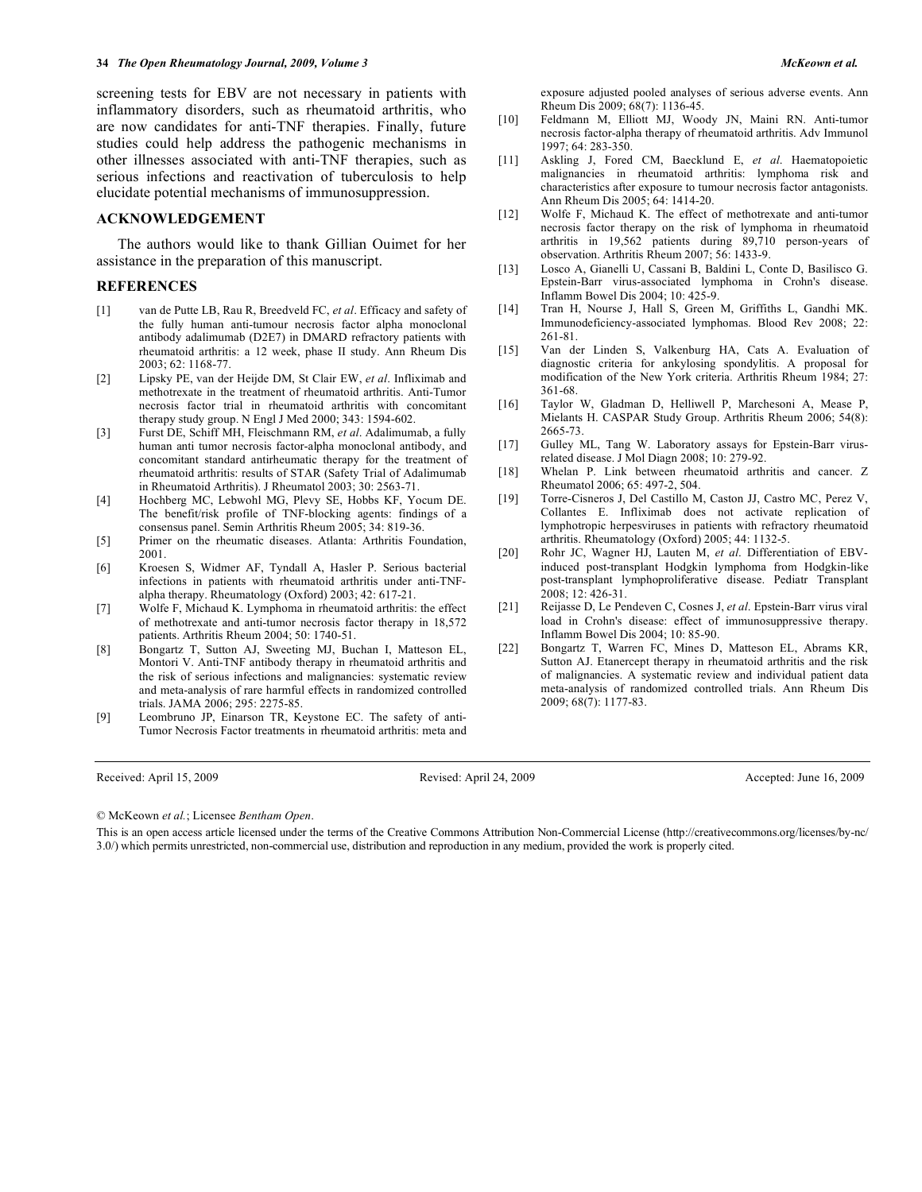screening tests for EBV are not necessary in patients with inflammatory disorders, such as rheumatoid arthritis, who are now candidates for anti-TNF therapies. Finally, future studies could help address the pathogenic mechanisms in other illnesses associated with anti-TNF therapies, such as serious infections and reactivation of tuberculosis to help elucidate potential mechanisms of immunosuppression.

## ACKNOWLEDGEMENT

The authors would like to thank Gillian Ouimet for her assistance in the preparation of this manuscript.

## REFERENCES

[1] van de Putte LB, Rau R, Breedveld FC, *et al*. Efficacy and safety of the fully human anti-tumour necrosis factor alpha monoclonal antibody adalimumab (D2E7) in DMARD refractory patients with rheumatoid arthritis: a 12 week, phase II study. Ann Rheum Dis 2003; 62: 1168-77.

[2] Lipsky PE, van der Heijde DM, St Clair EW, *et al*. Infliximab and methotrexate in the treatment of rheumatoid arthritis. Anti-Tumor necrosis factor trial in rheumatoid arthritis with concomitant therapy study group. N Engl J Med 2000; 343: 1594-602.

[3] Furst DE, Schiff MH, Fleischmann RM, *et al*. Adalimumab, a fully human anti tumor necrosis factor-alpha monoclonal antibody, and concomitant standard antirheumatic therapy for the treatment of rheumatoid arthritis: results of STAR (Safety Trial of Adalimumab in Rheumatoid Arthritis). J Rheumatol 2003; 30: 2563-71.

[4] Hochberg MC, Lebwohl MG, Plevy SE, Hobbs KF, Yocum DE. The benefit/risk profile of TNF-blocking agents: findings of a consensus panel. Semin Arthritis Rheum 2005; 34: 819-36.

[5] Primer on the rheumatic diseases. Atlanta: Arthritis Foundation, 2001.

[6] Kroesen S, Widmer AF, Tyndall A, Hasler P. Serious bacterial infections in patients with rheumatoid arthritis under anti-TNF-alpha therapy. Rheumatology (Oxford) 2003; 42: 617-21.

[7] Wolfe F, Michaud K. Lymphoma in rheumatoid arthritis: the effect of methotrexate and anti-tumor necrosis factor therapy in 18,572 patients. Arthritis Rheum 2004; 50: 1740-51.

[8] Bongartz T, Sutton AJ, Sweeting MJ, Buchan I, Matteson EL, Montori V. Anti-TNF antibody therapy in rheumatoid arthritis and the risk of serious infections and malignancies: systematic review and meta-analysis of rare harmful effects in randomized controlled trials. JAMA 2006; 295: 2275-85.

[9] Leombruno JP, Einarson TR, Keystone EC. The safety of anti-Tumor Necrosis Factor treatments in rheumatoid arthritis: meta and exposure adjusted pooled analyses of serious adverse events. Ann Rheum Dis 2009; 68(7): 1136-45.

[10] Feldmann M, Elliott MJ, Woody JN, Maini RN. Anti-tumor necrosis factor-alpha therapy of rheumatoid arthritis. Adv Immunol 1997; 64: 283-350.

[11] Askling J, Fored CM, Baecklund E, *et al*. Haematopoietic malignancies in rheumatoid arthritis: lymphoma risk and characteristics after exposure to tumour necrosis factor antagonists. Ann Rheum Dis 2005; 64: 1414-20.

[12] Wolfe F, Michaud K. The effect of methotrexate and anti-tumor necrosis factor therapy on the risk of lymphoma in rheumatoid arthritis in 19,562 patients during 89,710 person-years of observation. Arthritis Rheum 2007; 56: 1433-9.

[13] Losco A, Gianelli U, Cassani B, Baldini L, Conte D, Basilisco G. Epstein-Barr virus-associated lymphoma in Crohn's disease. Inflamm Bowel Dis 2004; 10: 425-9.

[14] Tran H, Nourse J, Hall S, Green M, Griffiths L, Gandhi MK. Immunodeficiency-associated lymphomas. Blood Rev 2008; 22: 261-81.

[15] Van der Linden S, Valkenburg HA, Cats A. Evaluation of diagnostic criteria for ankylosing spondylitis. A proposal for modification of the New York criteria. Arthritis Rheum 1984; 27: 361-68.

[16] Taylor W, Gladman D, Helliwell P, Marchesoni A, Mease P, Mielants H. CASPAR Study Group. Arthritis Rheum 2006; 54(8): 2665-73.

[17] Gulley ML, Tang W. Laboratory assays for Epstein-Barr virus-related disease. J Mol Diagn 2008; 10: 279-92.

[18] Whelan P. Link between rheumatoid arthritis and cancer. Z Rheumatol 2006; 65: 497-2, 504.

[19] Torre-Cisneros J, Del Castillo M, Caston JJ, Castro MC, Perez V, Collantes E. Infliximab does not activate replication of lymphotropic herpesviruses in patients with refractory rheumatoid arthritis. Rheumatology (Oxford) 2005; 44: 1132-5.

[20] Rohr JC, Wagner HJ, Lauten M, *et al*. Differentiation of EBV-induced post-transplant Hodgkin lymphoma from Hodgkin-like post-transplant lymphoproliferative disease. Pediatr Transplant 2008; 12: 426-31.

[21] Reijasse D, Le Pendeven C, Cosnes J, *et al*. Epstein-Barr virus viral load in Crohn's disease: effect of immunosuppressive therapy. Inflamm Bowel Dis 2004; 10: 85-90.

[22] Bongartz T, Warren FC, Mines D, Matteson EL, Abrams KR, Sutton AJ. Etanercept therapy in rheumatoid arthritis and the risk of malignancies. A systematic review and individual patient data meta-analysis of randomized controlled trials. Ann Rheum Dis 2009; 68(7): 1177-83.

Received: April 15, 2009 Revised: April 24, 2009 Accepted: June 16, 2009

© McKeown *et al.*; Licensee *Bentham Open*.

This is an open access article licensed under the terms of the Creative Commons Attribution Non-Commercial License (http://creativecommons.org/licenses/by-nc/3.0/) which permits unrestricted, non-commercial use, distribution and reproduction in any medium, provided the work is properly cited.